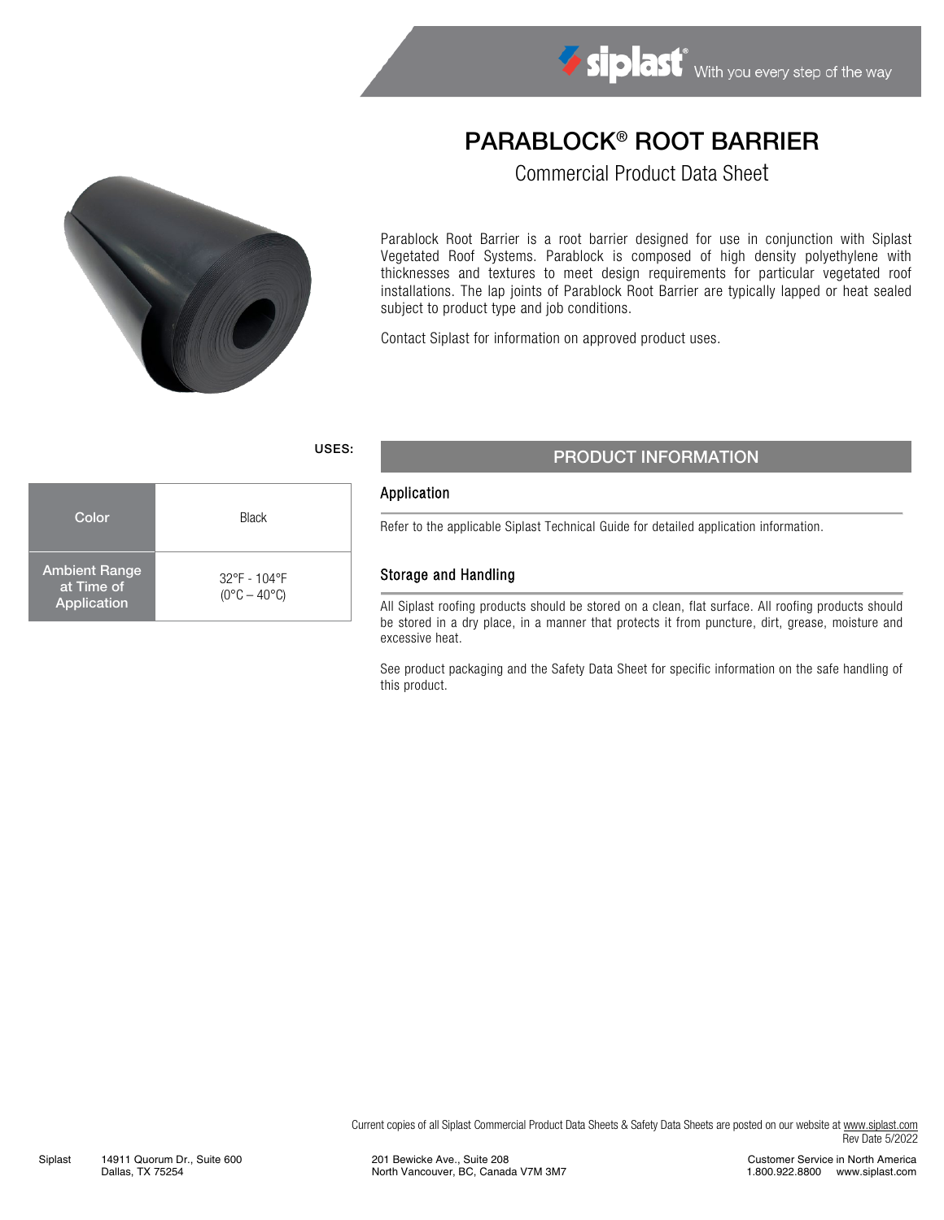# PARABLOCK® ROOT BARRIER

Commercial Product Data Sheet

Parablock Root Barrier is a root barrier designed for use in conjunction with Siplast Vegetated Roof Systems. Parablock is composed of high density polyethylene with thicknesses and textures to meet design requirements for particular vegetated roof installations. The lap joints of Parablock Root Barrier are typically lapped or heat sealed subject to product type and job conditions.

Contact Siplast for information on approved product uses.

**USES:**

| Color | Black |
|---|---|
| Ambient Range at Time of Application | 32°F - 104°F (0°C – 40°C) |

## PRODUCT INFORMATION

### Application

Refer to the applicable Siplast Technical Guide for detailed application information.

### Storage and Handling

All Siplast roofing products should be stored on a clean, flat surface. All roofing products should be stored in a dry place, in a manner that protects it from puncture, dirt, grease, moisture and excessive heat.

See product packaging and the Safety Data Sheet for specific information on the safe handling of this product.

Current copies of all Siplast Commercial Product Data Sheets & Safety Data Sheets are posted on our website at www.siplast.com
Rev Date 5/2022

Siplast 14911 Quorum Dr., Suite 600 Dallas, TX 75254

201 Bewicke Ave., Suite 208 North Vancouver, BC, Canada V7M 3M7

Customer Service in North America 1.800.922.8800 www.siplast.com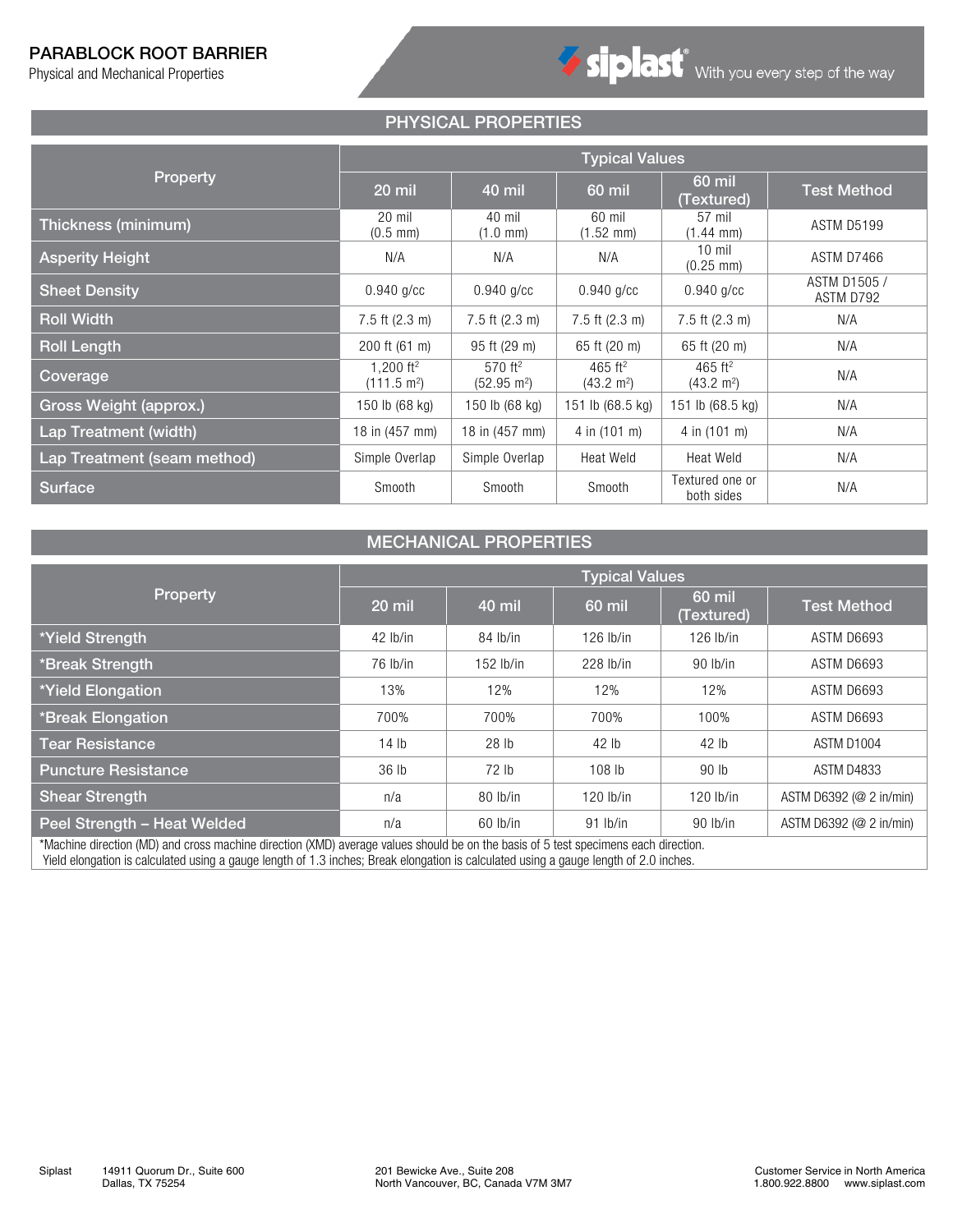# PARABLOCK ROOT BARRIER

Physical and Mechanical Properties

## PHYSICAL PROPERTIES

| Property | Typical Values | | | | |
|---|---|---|---|---|---|
| | 20 mil | 40 mil | 60 mil | 60 mil (Textured) | Test Method |
| Thickness (minimum) | 20 mil (0.5 mm) | 40 mil (1.0 mm) | 60 mil (1.52 mm) | 57 mil (1.44 mm) | ASTM D5199 |
| Asperity Height | N/A | N/A | N/A | 10 mil (0.25 mm) | ASTM D7466 |
| Sheet Density | 0.940 g/cc | 0.940 g/cc | 0.940 g/cc | 0.940 g/cc | ASTM D1505 / ASTM D792 |
| Roll Width | 7.5 ft (2.3 m) | 7.5 ft (2.3 m) | 7.5 ft (2.3 m) | 7.5 ft (2.3 m) | N/A |
| Roll Length | 200 ft (61 m) | 95 ft (29 m) | 65 ft (20 m) | 65 ft (20 m) | N/A |
| Coverage | 1,200 $ft^2$ (111.5 $m^2$) | 570 $ft^2$ (52.95 $m^2$) | 465 $ft^2$ (43.2 $m^2$) | 465 $ft^2$ (43.2 $m^2$) | N/A |
| Gross Weight (approx.) | 150 lb (68 kg) | 150 lb (68 kg) | 151 lb (68.5 kg) | 151 lb (68.5 kg) | N/A |
| Lap Treatment (width) | 18 in (457 mm) | 18 in (457 mm) | 4 in (101 m) | 4 in (101 m) | N/A |
| Lap Treatment (seam method) | Simple Overlap | Simple Overlap | Heat Weld | Heat Weld | N/A |
| Surface | Smooth | Smooth | Smooth | Textured one or both sides | N/A |

## MECHANICAL PROPERTIES

| Property | Typical Values | | | | |
|---|---|---|---|---|---|
| | 20 mil | 40 mil | 60 mil | 60 mil (Textured) | Test Method |
| *Yield Strength | 42 lb/in | 84 lb/in | 126 lb/in | 126 lb/in | ASTM D6693 |
| *Break Strength | 76 lb/in | 152 lb/in | 228 lb/in | 90 lb/in | ASTM D6693 |
| *Yield Elongation | 13% | 12% | 12% | 12% | ASTM D6693 |
| *Break Elongation | 700% | 700% | 700% | 100% | ASTM D6693 |
| Tear Resistance | 14 lb | 28 lb | 42 lb | 42 lb | ASTM D1004 |
| Puncture Resistance | 36 lb | 72 lb | 108 lb | 90 lb | ASTM D4833 |
| Shear Strength | n/a | 80 lb/in | 120 lb/in | 120 lb/in | ASTM D6392 (@ 2 in/min) |
| Peel Strength – Heat Welded | n/a | 60 lb/in | 91 lb/in | 90 lb/in | ASTM D6392 (@ 2 in/min) |

*Machine direction (MD) and cross machine direction (XMD) average values should be on the basis of 5 test specimens each direction.
Yield elongation is calculated using a gauge length of 1.3 inches; Break elongation is calculated using a gauge length of 2.0 inches.

Siplast 14911 Quorum Dr., Suite 600 Dallas, TX 75254

201 Bewicke Ave., Suite 208 North Vancouver, BC, Canada V7M 3M7

Customer Service in North America 1.800.922.8800 www.siplast.com